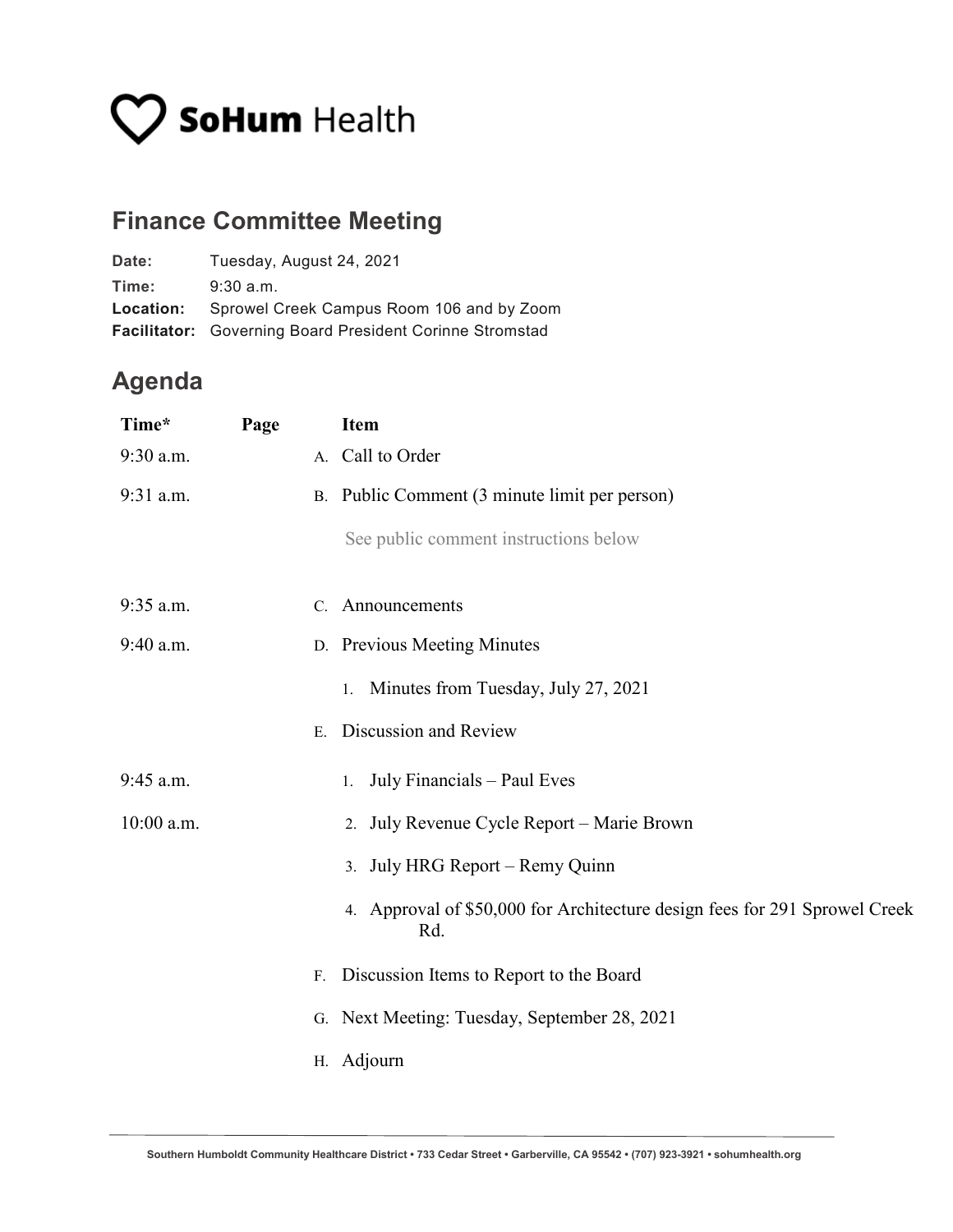SoHum Health

## Finance Committee Meeting

**Date:** Tuesday, August 24, 2021
**Time:** 9:30 a.m.
**Location:** Sprowel Creek Campus Room 106 and by Zoom
**Facilitator:** Governing Board President Corinne Stromstad

## Agenda

| Time* | Page | Item |
|---|---|---|
| 9:30 a.m. | | A. Call to Order |
| 9:31 a.m. | | B. Public Comment (3 minute limit per person) |
| | | See public comment instructions below |
| 9:35 a.m. | | C. Announcements |
| 9:40 a.m. | | D. Previous Meeting Minutes |
| | | 1. Minutes from Tuesday, July 27, 2021 |
| | | E. Discussion and Review |
| 9:45 a.m. | | 1. July Financials – Paul Eves |
| 10:00 a.m. | | 2. July Revenue Cycle Report – Marie Brown |
| | | 3. July HRG Report – Remy Quinn |
| | | 4. Approval of $50,000 for Architecture design fees for 291 Sprowel Creek Rd. |
| | | F. Discussion Items to Report to the Board |
| | | G. Next Meeting: Tuesday, September 28, 2021 |
| | | H. Adjourn |

Southern Humboldt Community Healthcare District • 733 Cedar Street • Garberville, CA 95542 • (707) 923-3921 • sohumhealth.org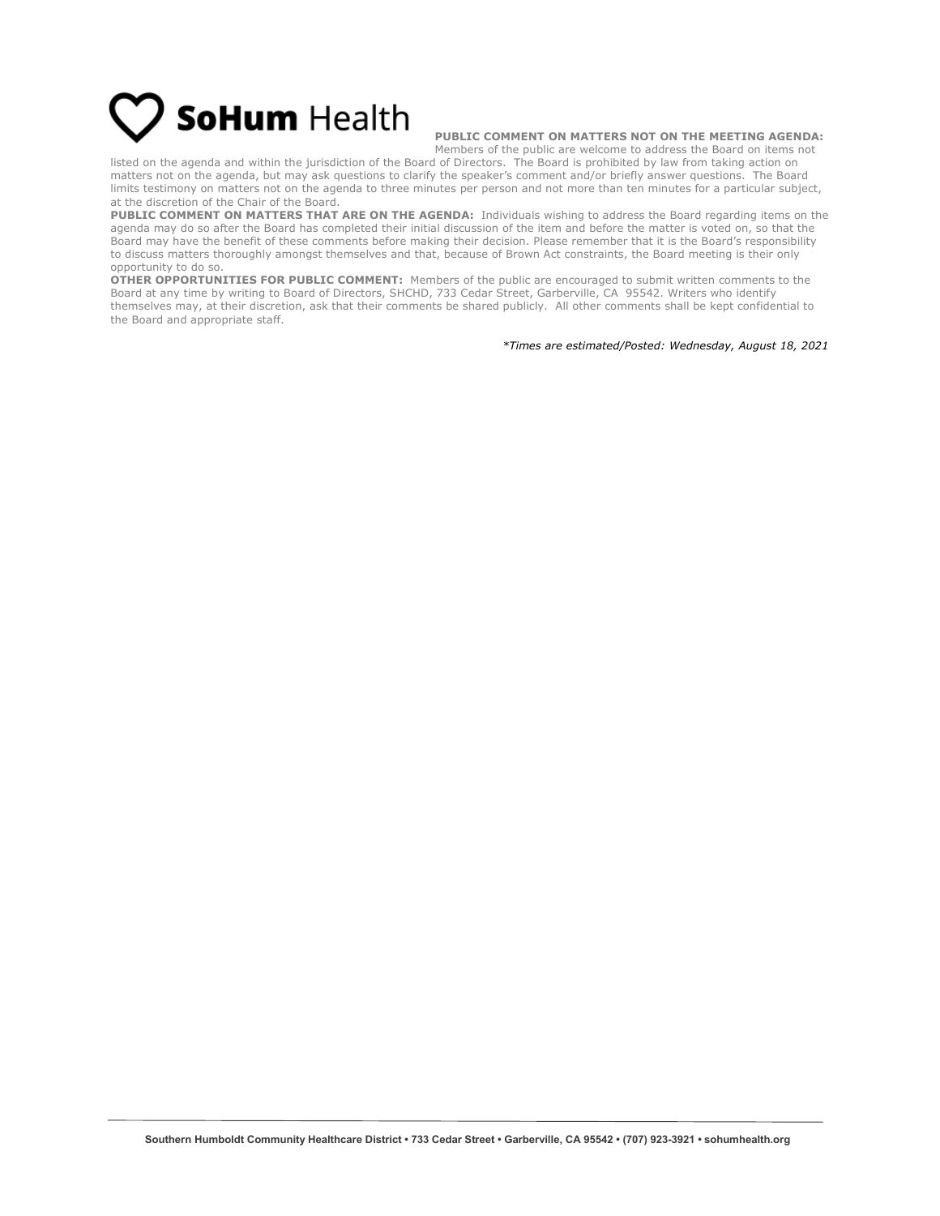**PUBLIC COMMENT ON MATTERS NOT ON THE MEETING AGENDA:** Members of the public are welcome to address the Board on items not listed on the agenda and within the jurisdiction of the Board of Directors. The Board is prohibited by law from taking action on matters not on the agenda, but may ask questions to clarify the speaker's comment and/or briefly answer questions. The Board limits testimony on matters not on the agenda to three minutes per person and not more than ten minutes for a particular subject, at the discretion of the Chair of the Board.

**PUBLIC COMMENT ON MATTERS THAT ARE ON THE AGENDA:** Individuals wishing to address the Board regarding items on the agenda may do so after the Board has completed their initial discussion of the item and before the matter is voted on, so that the Board may have the benefit of these comments before making their decision. Please remember that it is the Board's responsibility to discuss matters thoroughly amongst themselves and that, because of Brown Act constraints, the Board meeting is their only opportunity to do so.

**OTHER OPPORTUNITIES FOR PUBLIC COMMENT:** Members of the public are encouraged to submit written comments to the Board at any time by writing to Board of Directors, SHCHD, 733 Cedar Street, Garberville, CA 95542. Writers who identify themselves may, at their discretion, ask that their comments be shared publicly. All other comments shall be kept confidential to the Board and appropriate staff.

*\*Times are estimated/Posted: Wednesday, August 18, 2021*